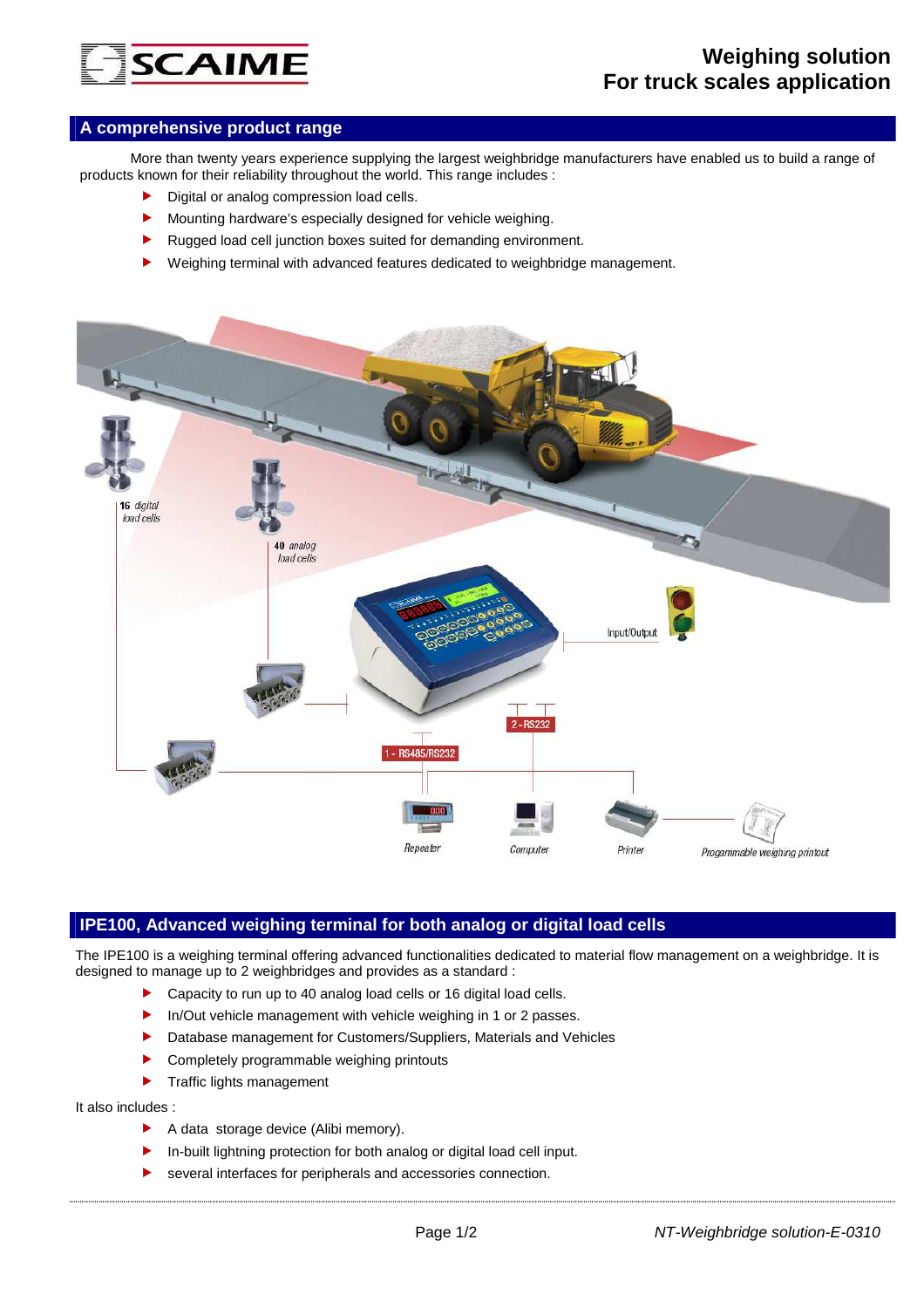# Weighing solution
# For truck scales application

## A comprehensive product range

More than twenty years experience supplying the largest weighbridge manufacturers have enabled us to build a range of products known for their reliability throughout the world. This range includes :

- Digital or analog compression load cells.
- Mounting hardware's especially designed for vehicle weighing.
- Rugged load cell junction boxes suited for demanding environment.
- Weighing terminal with advanced features dedicated to weighbridge management.

16 digital load cells

40 analog load cells

Input/Output

2 - RS232

1 - RS485/RS232

Repeater

Computer

Printer

Progammable weighing printout

## IPE100, Advanced weighing terminal for both analog or digital load cells

The IPE100 is a weighing terminal offering advanced functionalities dedicated to material flow management on a weighbridge. It is designed to manage up to 2 weighbridges and provides as a standard :

- Capacity to run up to 40 analog load cells or 16 digital load cells.
- In/Out vehicle management with vehicle weighing in 1 or 2 passes.
- Database management for Customers/Suppliers, Materials and Vehicles
- Completely programmable weighing printouts
- Traffic lights management

It also includes :

- A data storage device (Alibi memory).
- In-built lightning protection for both analog or digital load cell input.
- several interfaces for peripherals and accessories connection.

NT-Weighbridge solution-E-0310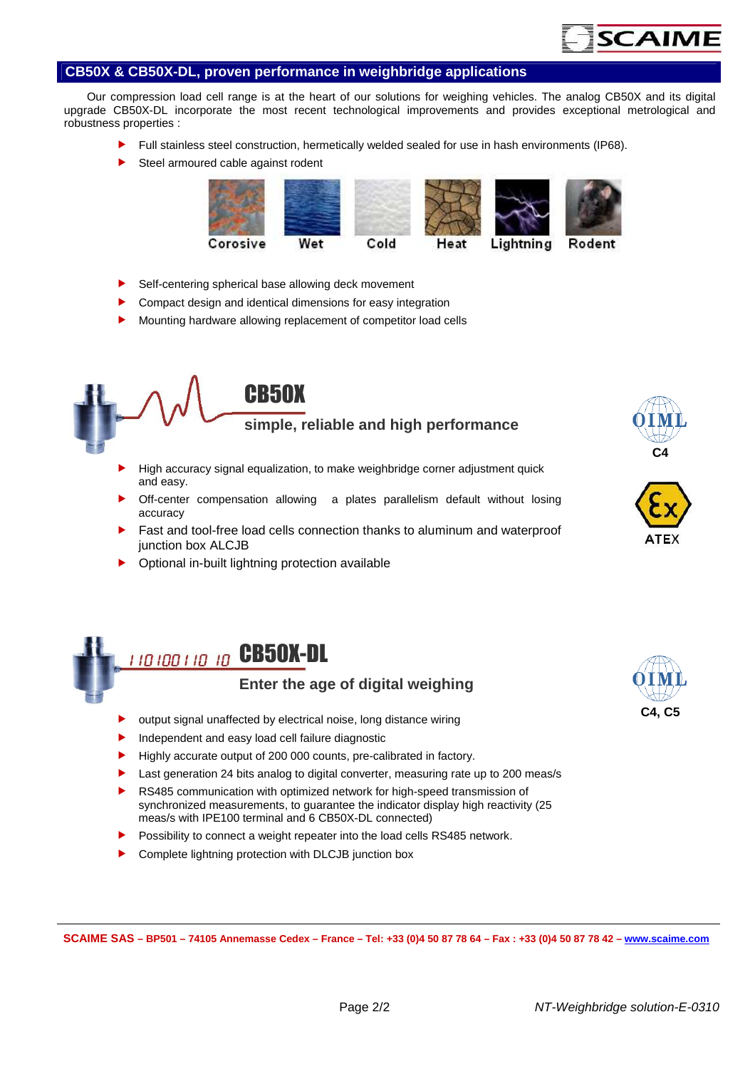## CB50X & CB50X-DL, proven performance in weighbridge applications

Our compression load cell range is at the heart of our solutions for weighing vehicles. The analog CB50X and its digital upgrade CB50X-DL incorporate the most recent technological improvements and provides exceptional metrological and robustness properties :

- Full stainless steel construction, hermetically welded sealed for use in hash environments (IP68).
- Steel armoured cable against rodent

Corosive Wet Cold Heat Lightning Rodent

- Self-centering spherical base allowing deck movement
- Compact design and identical dimensions for easy integration
- Mounting hardware allowing replacement of competitor load cells

### CB50X

**simple, reliable and high performance**

OIML C4

ATEX

- High accuracy signal equalization, to make weighbridge corner adjustment quick and easy.
- Off-center compensation allowing a plates parallelism default without losing accuracy
- Fast and tool-free load cells connection thanks to aluminum and waterproof junction box ALCJB
- Optional in-built lightning protection available

### CB50X-DL

**Enter the age of digital weighing**

OIML C4, C5

- output signal unaffected by electrical noise, long distance wiring
- Independent and easy load cell failure diagnostic
- Highly accurate output of 200 000 counts, pre-calibrated in factory.
- Last generation 24 bits analog to digital converter, measuring rate up to 200 meas/s
- RS485 communication with optimized network for high-speed transmission of synchronized measurements, to guarantee the indicator display high reactivity (25 meas/s with IPE100 terminal and 6 CB50X-DL connected)
- Possibility to connect a weight repeater into the load cells RS485 network.
- Complete lightning protection with DLCJB junction box

**SCAIME SAS – BP501 – 74105 Annemasse Cedex – France – Tel: +33 (0)4 50 87 78 64 – Fax : +33 (0)4 50 87 78 42 – www.scaime.com**